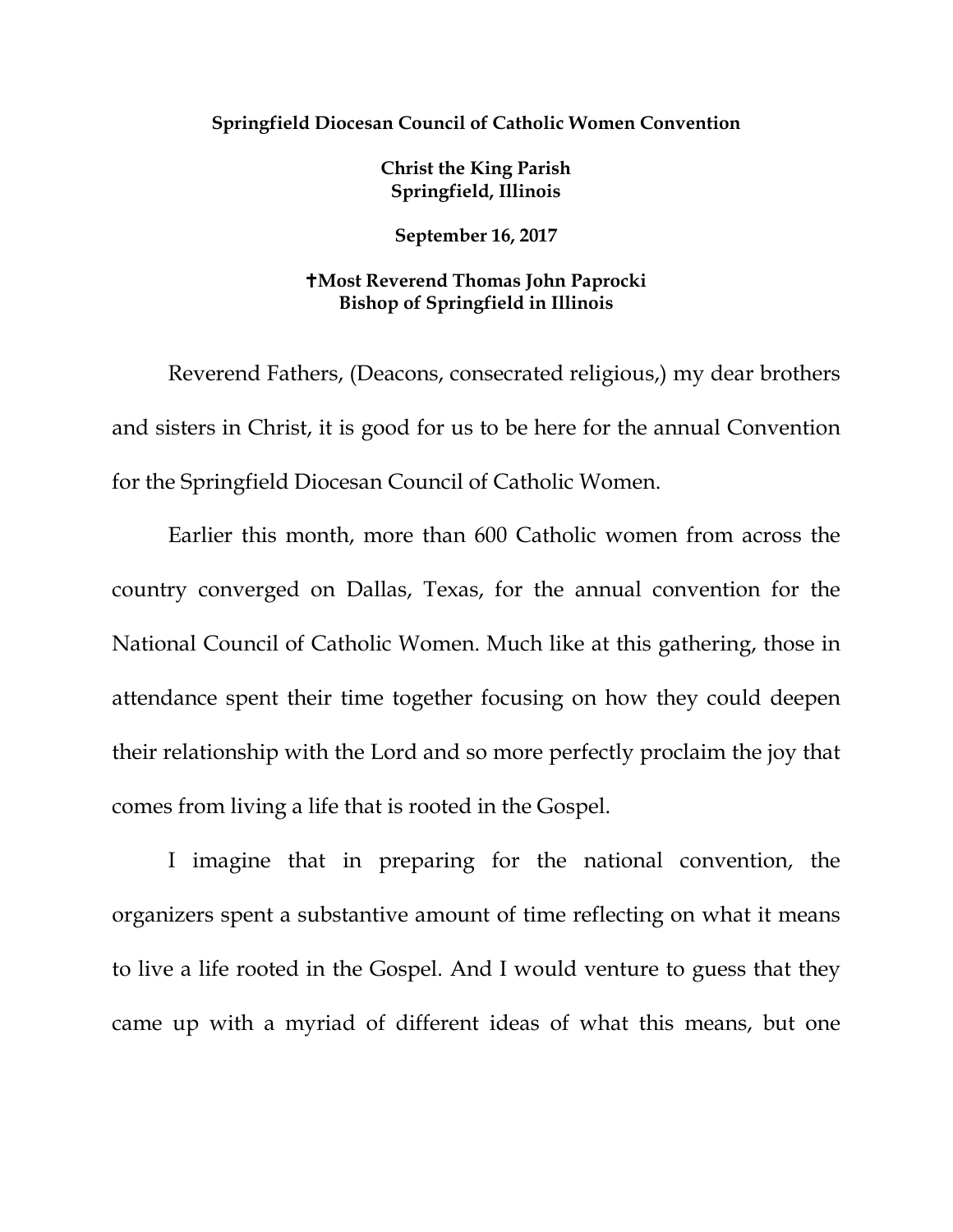**Springfield Diocesan Council of Catholic Women Convention**

**Christ the King Parish**
**Springfield, Illinois**

**September 16, 2017**

**✝Most Reverend Thomas John Paprocki**
**Bishop of Springfield in Illinois**

Reverend Fathers, (Deacons, consecrated religious,) my dear brothers and sisters in Christ, it is good for us to be here for the annual Convention for the Springfield Diocesan Council of Catholic Women.

Earlier this month, more than 600 Catholic women from across the country converged on Dallas, Texas, for the annual convention for the National Council of Catholic Women. Much like at this gathering, those in attendance spent their time together focusing on how they could deepen their relationship with the Lord and so more perfectly proclaim the joy that comes from living a life that is rooted in the Gospel.

I imagine that in preparing for the national convention, the organizers spent a substantive amount of time reflecting on what it means to live a life rooted in the Gospel. And I would venture to guess that they came up with a myriad of different ideas of what this means, but one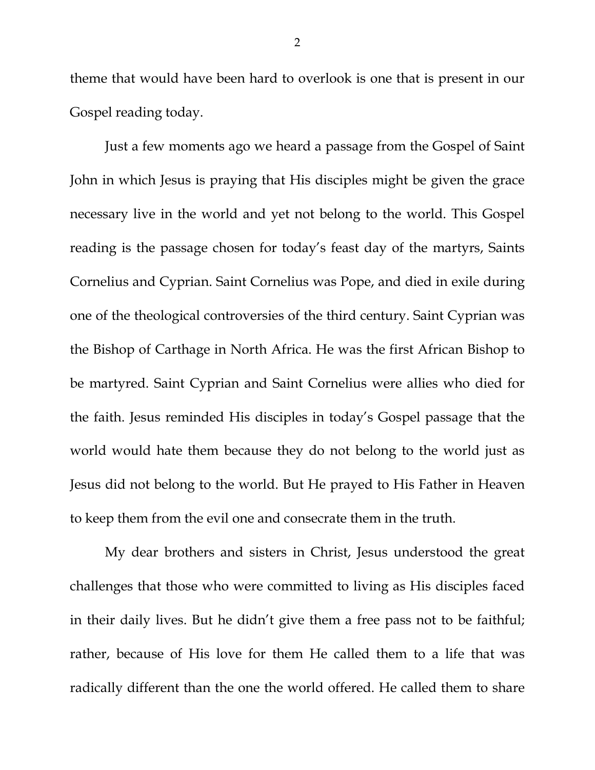theme that would have been hard to overlook is one that is present in our Gospel reading today.

Just a few moments ago we heard a passage from the Gospel of Saint John in which Jesus is praying that His disciples might be given the grace necessary live in the world and yet not belong to the world. This Gospel reading is the passage chosen for today's feast day of the martyrs, Saints Cornelius and Cyprian. Saint Cornelius was Pope, and died in exile during one of the theological controversies of the third century. Saint Cyprian was the Bishop of Carthage in North Africa. He was the first African Bishop to be martyred. Saint Cyprian and Saint Cornelius were allies who died for the faith. Jesus reminded His disciples in today's Gospel passage that the world would hate them because they do not belong to the world just as Jesus did not belong to the world. But He prayed to His Father in Heaven to keep them from the evil one and consecrate them in the truth.

My dear brothers and sisters in Christ, Jesus understood the great challenges that those who were committed to living as His disciples faced in their daily lives. But he didn't give them a free pass not to be faithful; rather, because of His love for them He called them to a life that was radically different than the one the world offered. He called them to share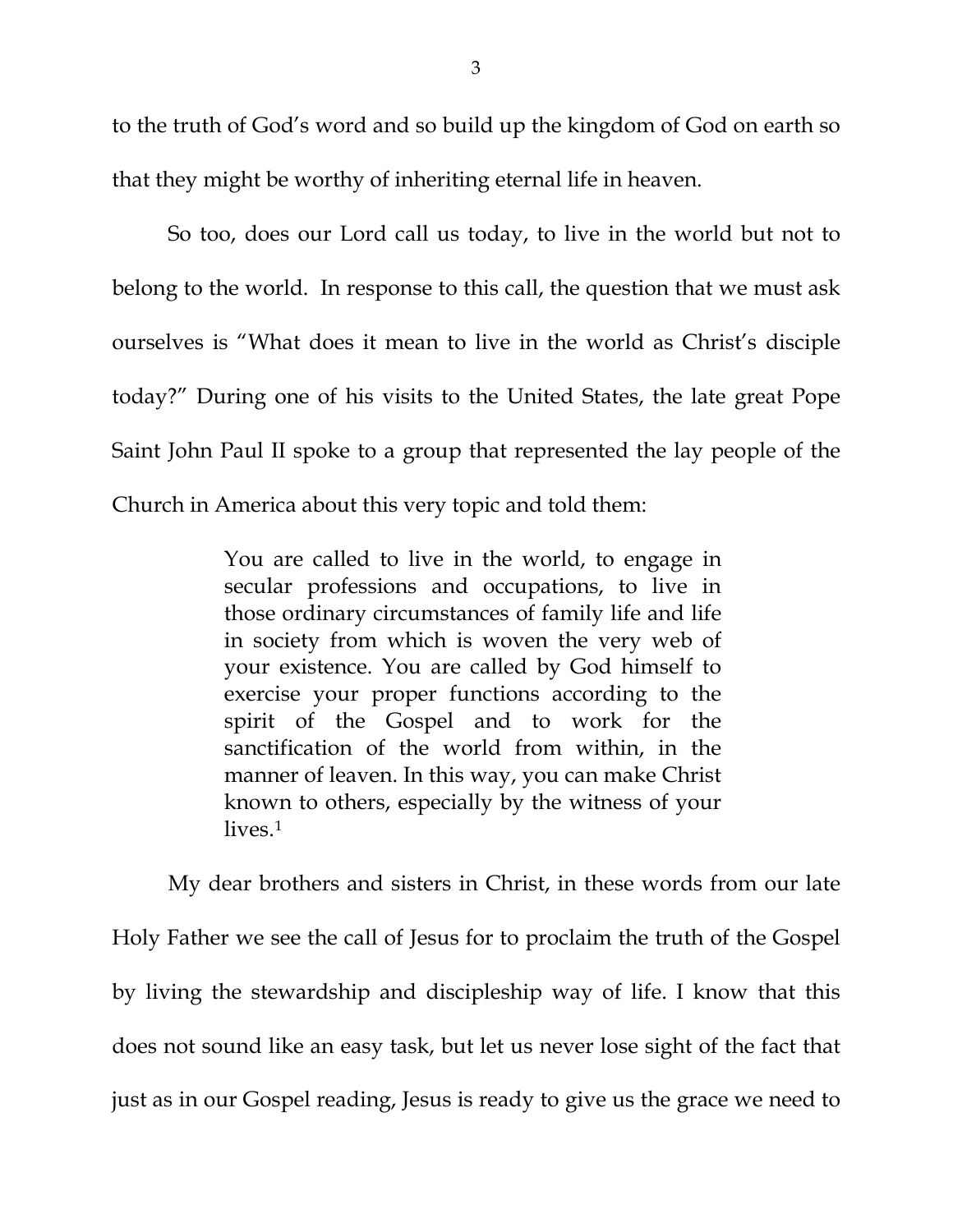to the truth of God's word and so build up the kingdom of God on earth so that they might be worthy of inheriting eternal life in heaven.

So too, does our Lord call us today, to live in the world but not to belong to the world. In response to this call, the question that we must ask ourselves is "What does it mean to live in the world as Christ's disciple today?" During one of his visits to the United States, the late great Pope Saint John Paul II spoke to a group that represented the lay people of the Church in America about this very topic and told them:

> You are called to live in the world, to engage in secular professions and occupations, to live in those ordinary circumstances of family life and life in society from which is woven the very web of your existence. You are called by God himself to exercise your proper functions according to the spirit of the Gospel and to work for the sanctification of the world from within, in the manner of leaven. In this way, you can make Christ known to others, especially by the witness of your lives.[1]

My dear brothers and sisters in Christ, in these words from our late Holy Father we see the call of Jesus for to proclaim the truth of the Gospel by living the stewardship and discipleship way of life. I know that this does not sound like an easy task, but let us never lose sight of the fact that just as in our Gospel reading, Jesus is ready to give us the grace we need to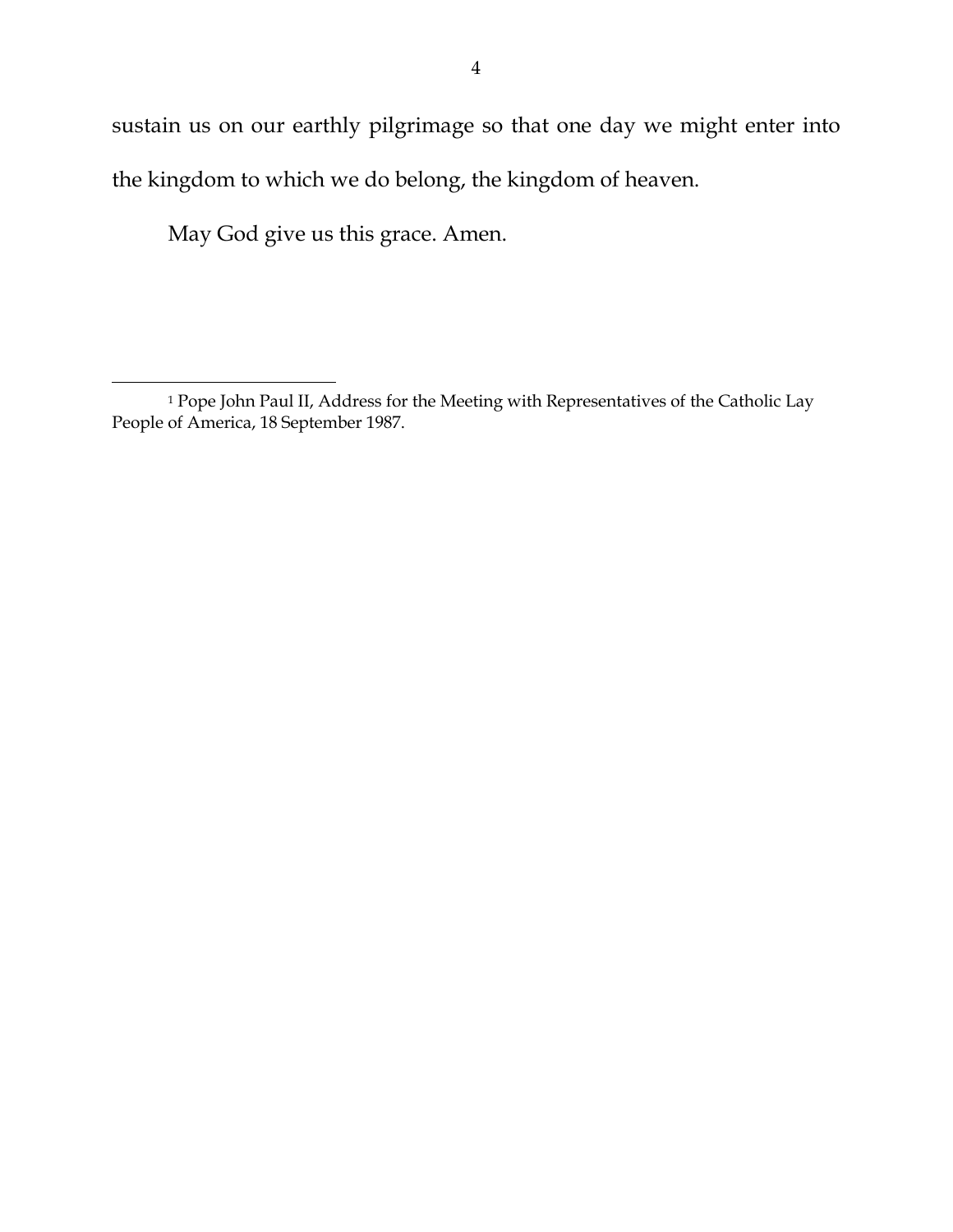sustain us on our earthly pilgrimage so that one day we might enter into the kingdom to which we do belong, the kingdom of heaven.

May God give us this grace. Amen.

---

[1] Pope John Paul II, Address for the Meeting with Representatives of the Catholic Lay People of America, 18 September 1987.